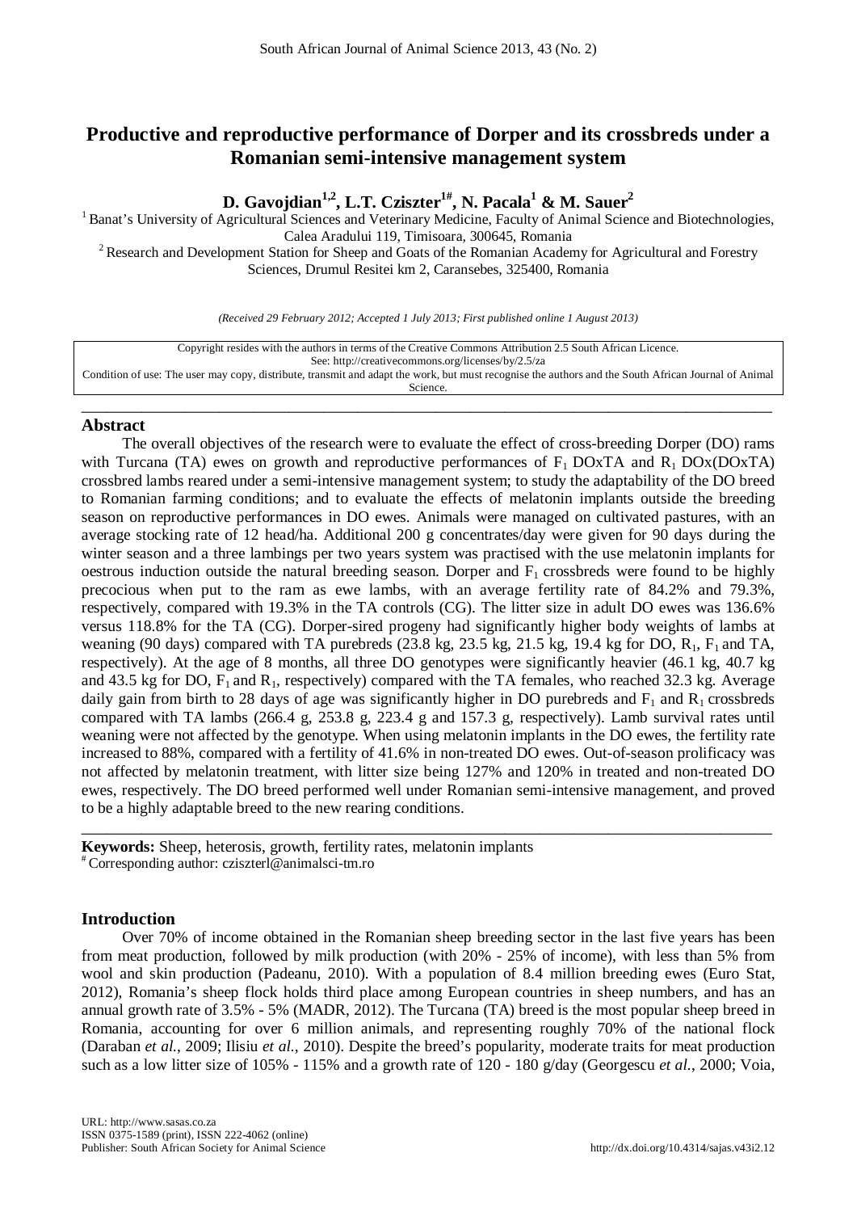# Productive and reproductive performance of Dorper and its crossbreds under a Romanian semi-intensive management system

**D. Gavojdian[1,2], L.T. Cziszter[1#], N. Pacala[1] & M. Sauer[2]**

[1] Banat's University of Agricultural Sciences and Veterinary Medicine, Faculty of Animal Science and Biotechnologies, Calea Aradului 119, Timisoara, 300645, Romania

[2] Research and Development Station for Sheep and Goats of the Romanian Academy for Agricultural and Forestry Sciences, Drumul Resitei km 2, Caransebes, 325400, Romania

*(Received 29 February 2012; Accepted 1 July 2013; First published online 1 August 2013)*

Copyright resides with the authors in terms of the Creative Commons Attribution 2.5 South African Licence.
See: http://creativecommons.org/licenses/by/2.5/za
Condition of use: The user may copy, distribute, transmit and adapt the work, but must recognise the authors and the South African Journal of Animal Science.

## Abstract

The overall objectives of the research were to evaluate the effect of cross-breeding Dorper (DO) rams with Turcana (TA) ewes on growth and reproductive performances of $F_1$ DOxTA and $R_1$ DOx(DOxTA) crossbred lambs reared under a semi-intensive management system; to study the adaptability of the DO breed to Romanian farming conditions; and to evaluate the effects of melatonin implants outside the breeding season on reproductive performances in DO ewes. Animals were managed on cultivated pastures, with an average stocking rate of 12 head/ha. Additional 200 g concentrates/day were given for 90 days during the winter season and a three lambings per two years system was practised with the use melatonin implants for oestrous induction outside the natural breeding season. Dorper and $F_1$ crossbreds were found to be highly precocious when put to the ram as ewe lambs, with an average fertility rate of 84.2% and 79.3%, respectively, compared with 19.3% in the TA controls (CG). The litter size in adult DO ewes was 136.6% versus 118.8% for the TA (CG). Dorper-sired progeny had significantly higher body weights of lambs at weaning (90 days) compared with TA purebreds (23.8 kg, 23.5 kg, 21.5 kg, 19.4 kg for DO, $R_1$, $F_1$ and TA, respectively). At the age of 8 months, all three DO genotypes were significantly heavier (46.1 kg, 40.7 kg and 43.5 kg for DO, $F_1$ and $R_1$, respectively) compared with the TA females, who reached 32.3 kg. Average daily gain from birth to 28 days of age was significantly higher in DO purebreds and $F_1$ and $R_1$ crossbreds compared with TA lambs (266.4 g, 253.8 g, 223.4 g and 157.3 g, respectively). Lamb survival rates until weaning were not affected by the genotype. When using melatonin implants in the DO ewes, the fertility rate increased to 88%, compared with a fertility of 41.6% in non-treated DO ewes. Out-of-season prolificacy was not affected by melatonin treatment, with litter size being 127% and 120% in treated and non-treated DO ewes, respectively. The DO breed performed well under Romanian semi-intensive management, and proved to be a highly adaptable breed to the new rearing conditions.

**Keywords:** Sheep, heterosis, growth, fertility rates, melatonin implants

[#] Corresponding author: cziszterl@animalsci-tm.ro

## Introduction

Over 70% of income obtained in the Romanian sheep breeding sector in the last five years has been from meat production, followed by milk production (with 20% - 25% of income), with less than 5% from wool and skin production (Padeanu, 2010). With a population of 8.4 million breeding ewes (Euro Stat, 2012), Romania's sheep flock holds third place among European countries in sheep numbers, and has an annual growth rate of 3.5% - 5% (MADR, 2012). The Turcana (TA) breed is the most popular sheep breed in Romania, accounting for over 6 million animals, and representing roughly 70% of the national flock (Daraban *et al.*, 2009; Ilisiu *et al.*, 2010). Despite the breed's popularity, moderate traits for meat production such as a low litter size of 105% - 115% and a growth rate of 120 - 180 g/day (Georgescu *et al.*, 2000; Voia,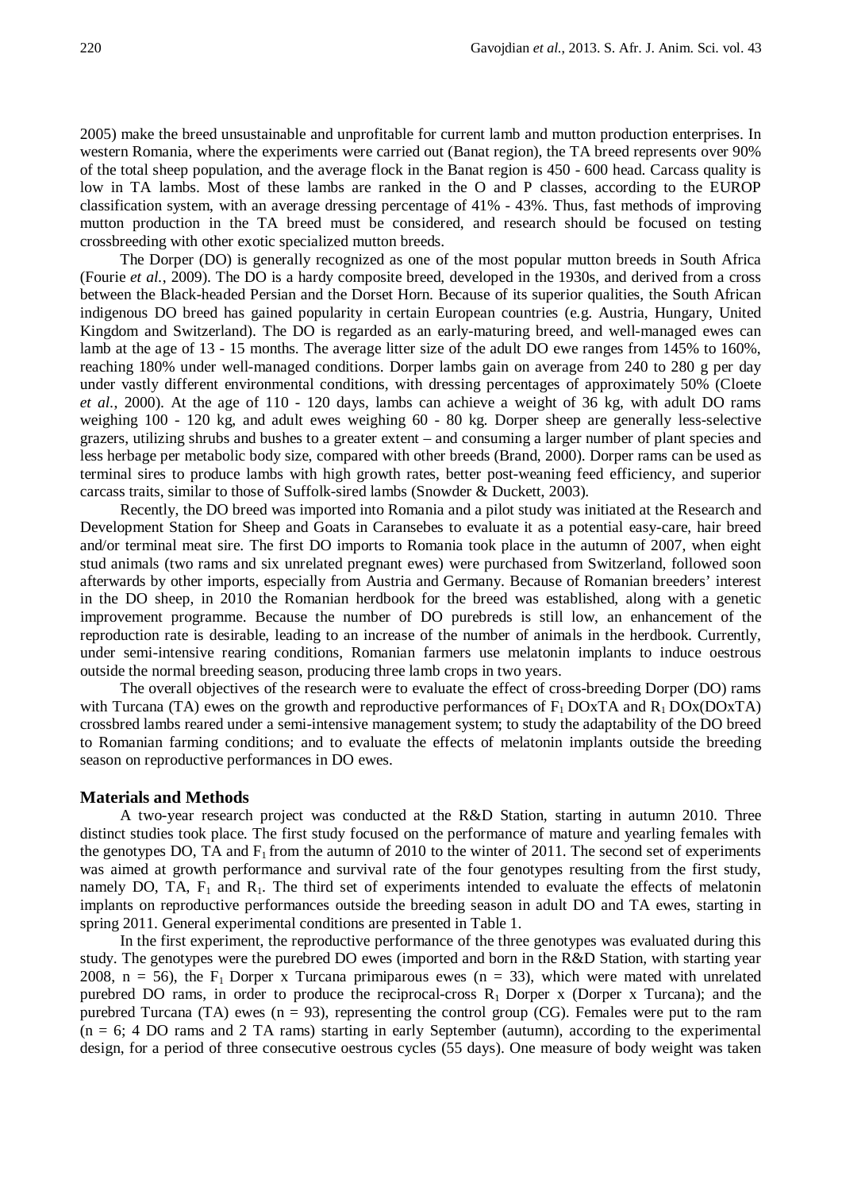2005) make the breed unsustainable and unprofitable for current lamb and mutton production enterprises. In western Romania, where the experiments were carried out (Banat region), the TA breed represents over 90% of the total sheep population, and the average flock in the Banat region is 450 - 600 head. Carcass quality is low in TA lambs. Most of these lambs are ranked in the O and P classes, according to the EUROP classification system, with an average dressing percentage of 41% - 43%. Thus, fast methods of improving mutton production in the TA breed must be considered, and research should be focused on testing crossbreeding with other exotic specialized mutton breeds.

The Dorper (DO) is generally recognized as one of the most popular mutton breeds in South Africa (Fourie *et al.*, 2009). The DO is a hardy composite breed, developed in the 1930s, and derived from a cross between the Black-headed Persian and the Dorset Horn. Because of its superior qualities, the South African indigenous DO breed has gained popularity in certain European countries (e.g. Austria, Hungary, United Kingdom and Switzerland). The DO is regarded as an early-maturing breed, and well-managed ewes can lamb at the age of 13 - 15 months. The average litter size of the adult DO ewe ranges from 145% to 160%, reaching 180% under well-managed conditions. Dorper lambs gain on average from 240 to 280 g per day under vastly different environmental conditions, with dressing percentages of approximately 50% (Cloete *et al.*, 2000). At the age of 110 - 120 days, lambs can achieve a weight of 36 kg, with adult DO rams weighing 100 - 120 kg, and adult ewes weighing 60 - 80 kg. Dorper sheep are generally less-selective grazers, utilizing shrubs and bushes to a greater extent – and consuming a larger number of plant species and less herbage per metabolic body size, compared with other breeds (Brand, 2000). Dorper rams can be used as terminal sires to produce lambs with high growth rates, better post-weaning feed efficiency, and superior carcass traits, similar to those of Suffolk-sired lambs (Snowder & Duckett, 2003).

Recently, the DO breed was imported into Romania and a pilot study was initiated at the Research and Development Station for Sheep and Goats in Caransebes to evaluate it as a potential easy-care, hair breed and/or terminal meat sire. The first DO imports to Romania took place in the autumn of 2007, when eight stud animals (two rams and six unrelated pregnant ewes) were purchased from Switzerland, followed soon afterwards by other imports, especially from Austria and Germany. Because of Romanian breeders' interest in the DO sheep, in 2010 the Romanian herdbook for the breed was established, along with a genetic improvement programme. Because the number of DO purebreds is still low, an enhancement of the reproduction rate is desirable, leading to an increase of the number of animals in the herdbook. Currently, under semi-intensive rearing conditions, Romanian farmers use melatonin implants to induce oestrous outside the normal breeding season, producing three lamb crops in two years.

The overall objectives of the research were to evaluate the effect of cross-breeding Dorper (DO) rams with Turcana (TA) ewes on the growth and reproductive performances of $F_1$ DOxTA and $R_1$ DOx(DOxTA) crossbred lambs reared under a semi-intensive management system; to study the adaptability of the DO breed to Romanian farming conditions; and to evaluate the effects of melatonin implants outside the breeding season on reproductive performances in DO ewes.

## Materials and Methods

A two-year research project was conducted at the R&D Station, starting in autumn 2010. Three distinct studies took place. The first study focused on the performance of mature and yearling females with the genotypes DO, TA and $F_1$ from the autumn of 2010 to the winter of 2011. The second set of experiments was aimed at growth performance and survival rate of the four genotypes resulting from the first study, namely DO, TA, $F_1$ and $R_1$. The third set of experiments intended to evaluate the effects of melatonin implants on reproductive performances outside the breeding season in adult DO and TA ewes, starting in spring 2011. General experimental conditions are presented in Table 1.

In the first experiment, the reproductive performance of the three genotypes was evaluated during this study. The genotypes were the purebred DO ewes (imported and born in the R&D Station, with starting year 2008, n = 56), the $F_1$ Dorper x Turcana primiparous ewes (n = 33), which were mated with unrelated purebred DO rams, in order to produce the reciprocal-cross $R_1$ Dorper x (Dorper x Turcana); and the purebred Turcana (TA) ewes (n = 93), representing the control group (CG). Females were put to the ram (n = 6; 4 DO rams and 2 TA rams) starting in early September (autumn), according to the experimental design, for a period of three consecutive oestrous cycles (55 days). One measure of body weight was taken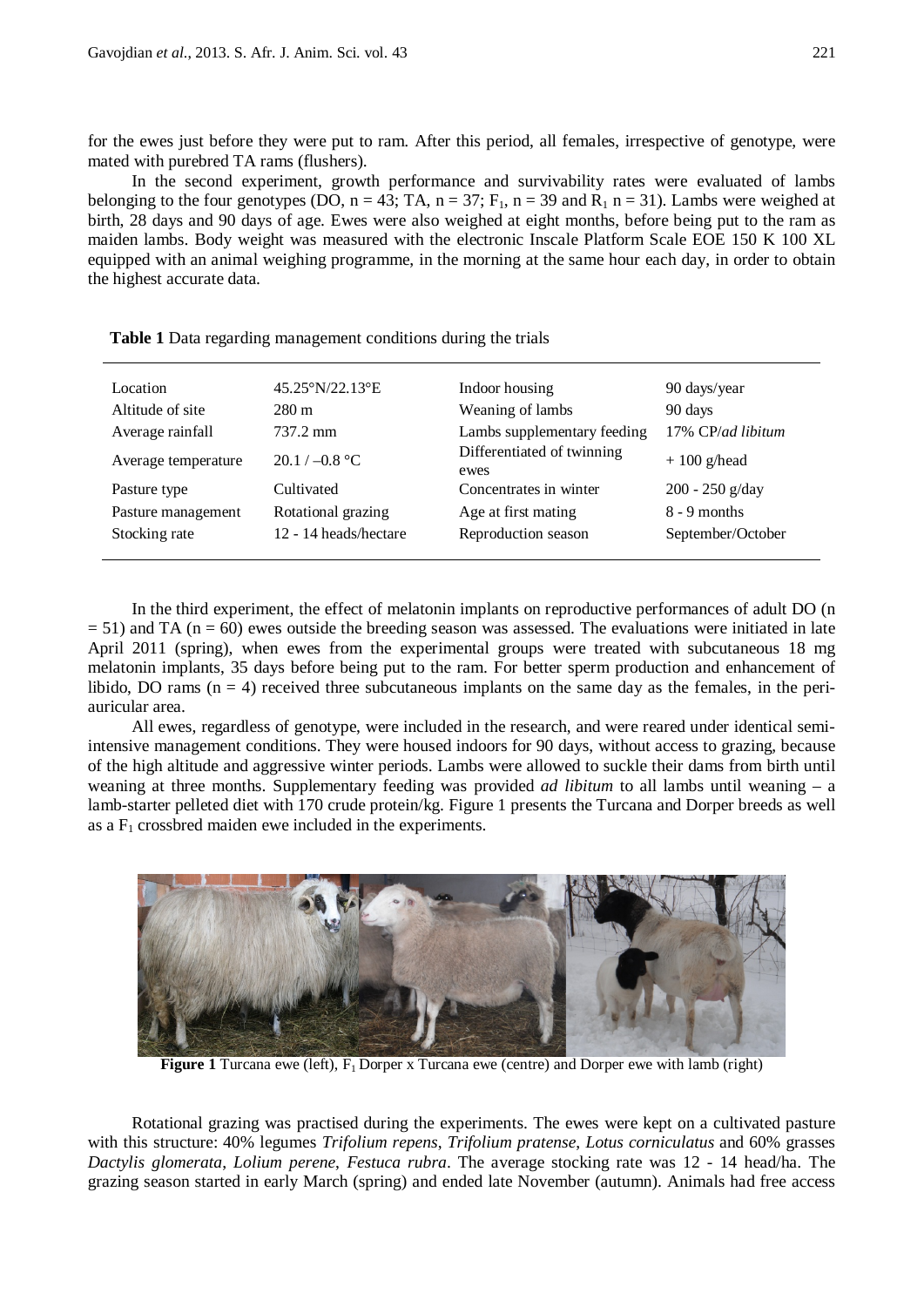for the ewes just before they were put to ram. After this period, all females, irrespective of genotype, were mated with purebred TA rams (flushers).

In the second experiment, growth performance and survivability rates were evaluated of lambs belonging to the four genotypes (DO, n = 43; TA, n = 37; $F_1$, n = 39 and $R_1$ n = 31). Lambs were weighed at birth, 28 days and 90 days of age. Ewes were also weighed at eight months, before being put to the ram as maiden lambs. Body weight was measured with the electronic Inscale Platform Scale EOE 150 K 100 XL equipped with an animal weighing programme, in the morning at the same hour each day, in order to obtain the highest accurate data.

**Table 1** Data regarding management conditions during the trials

| | | | |
|---|---|---|---|
| Location | 45.25°N/22.13°E | Indoor housing | 90 days/year |
| Altitude of site | 280 m | Weaning of lambs | 90 days |
| Average rainfall | 737.2 mm | Lambs supplementary feeding | 17% CP/*ad libitum* |
| Average temperature | 20.1 / –0.8 °C | Differentiated of twinning ewes | + 100 g/head |
| Pasture type | Cultivated | Concentrates in winter | 200 - 250 g/day |
| Pasture management | Rotational grazing | Age at first mating | 8 - 9 months |
| Stocking rate | 12 - 14 heads/hectare | Reproduction season | September/October |

In the third experiment, the effect of melatonin implants on reproductive performances of adult DO (n = 51) and TA (n = 60) ewes outside the breeding season was assessed. The evaluations were initiated in late April 2011 (spring), when ewes from the experimental groups were treated with subcutaneous 18 mg melatonin implants, 35 days before being put to the ram. For better sperm production and enhancement of libido, DO rams (n = 4) received three subcutaneous implants on the same day as the females, in the peri-auricular area.

All ewes, regardless of genotype, were included in the research, and were reared under identical semi-intensive management conditions. They were housed indoors for 90 days, without access to grazing, because of the high altitude and aggressive winter periods. Lambs were allowed to suckle their dams from birth until weaning at three months. Supplementary feeding was provided *ad libitum* to all lambs until weaning – a lamb-starter pelleted diet with 170 crude protein/kg. Figure 1 presents the Turcana and Dorper breeds as well as a $F_1$ crossbred maiden ewe included in the experiments.

**Figure 1** Turcana ewe (left), $F_1$ Dorper x Turcana ewe (centre) and Dorper ewe with lamb (right)

Rotational grazing was practised during the experiments. The ewes were kept on a cultivated pasture with this structure: 40% legumes *Trifolium repens*, *Trifolium pratense*, *Lotus corniculatus* and 60% grasses *Dactylis glomerata*, *Lolium perene*, *Festuca rubra*. The average stocking rate was 12 - 14 head/ha. The grazing season started in early March (spring) and ended late November (autumn). Animals had free access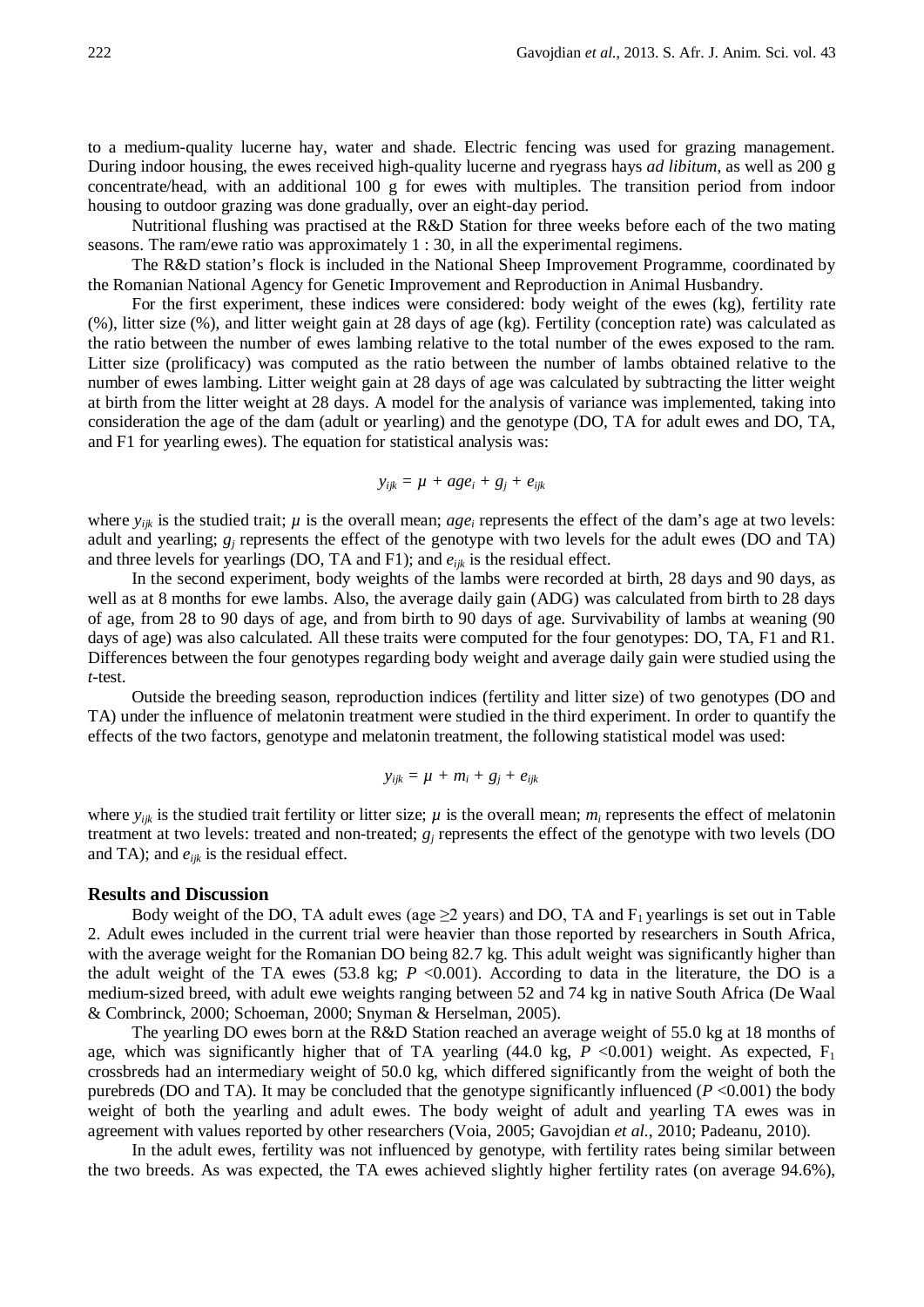to a medium-quality lucerne hay, water and shade. Electric fencing was used for grazing management. During indoor housing, the ewes received high-quality lucerne and ryegrass hays *ad libitum*, as well as 200 g concentrate/head, with an additional 100 g for ewes with multiples. The transition period from indoor housing to outdoor grazing was done gradually, over an eight-day period.

Nutritional flushing was practised at the R&D Station for three weeks before each of the two mating seasons. The ram/ewe ratio was approximately 1 : 30, in all the experimental regimens.

The R&D station's flock is included in the National Sheep Improvement Programme, coordinated by the Romanian National Agency for Genetic Improvement and Reproduction in Animal Husbandry.

For the first experiment, these indices were considered: body weight of the ewes (kg), fertility rate (%), litter size (%), and litter weight gain at 28 days of age (kg). Fertility (conception rate) was calculated as the ratio between the number of ewes lambing relative to the total number of the ewes exposed to the ram. Litter size (prolificacy) was computed as the ratio between the number of lambs obtained relative to the number of ewes lambing. Litter weight gain at 28 days of age was calculated by subtracting the litter weight at birth from the litter weight at 28 days. A model for the analysis of variance was implemented, taking into consideration the age of the dam (adult or yearling) and the genotype (DO, TA for adult ewes and DO, TA, and F1 for yearling ewes). The equation for statistical analysis was:

$$y_{ijk} = \mu + age_i + g_j + e_{ijk}$$

where $y_{ijk}$ is the studied trait; $\mu$ is the overall mean; $age_i$ represents the effect of the dam's age at two levels: adult and yearling; $g_j$ represents the effect of the genotype with two levels for the adult ewes (DO and TA) and three levels for yearlings (DO, TA and F1); and $e_{ijk}$ is the residual effect.

In the second experiment, body weights of the lambs were recorded at birth, 28 days and 90 days, as well as at 8 months for ewe lambs. Also, the average daily gain (ADG) was calculated from birth to 28 days of age, from 28 to 90 days of age, and from birth to 90 days of age. Survivability of lambs at weaning (90 days of age) was also calculated. All these traits were computed for the four genotypes: DO, TA, F1 and R1. Differences between the four genotypes regarding body weight and average daily gain were studied using the *t*-test.

Outside the breeding season, reproduction indices (fertility and litter size) of two genotypes (DO and TA) under the influence of melatonin treatment were studied in the third experiment. In order to quantify the effects of the two factors, genotype and melatonin treatment, the following statistical model was used:

$$y_{ijk} = \mu + m_i + g_j + e_{ijk}$$

where $y_{ijk}$ is the studied trait fertility or litter size; $\mu$ is the overall mean; $m_i$ represents the effect of melatonin treatment at two levels: treated and non-treated; $g_j$ represents the effect of the genotype with two levels (DO and TA); and $e_{ijk}$ is the residual effect.

## Results and Discussion

Body weight of the DO, TA adult ewes (age ≥2 years) and DO, TA and $F_1$ yearlings is set out in Table 2. Adult ewes included in the current trial were heavier than those reported by researchers in South Africa, with the average weight for the Romanian DO being 82.7 kg. This adult weight was significantly higher than the adult weight of the TA ewes (53.8 kg; $P$ <0.001). According to data in the literature, the DO is a medium-sized breed, with adult ewe weights ranging between 52 and 74 kg in native South Africa (De Waal & Combrinck, 2000; Schoeman, 2000; Snyman & Herselman, 2005).

The yearling DO ewes born at the R&D Station reached an average weight of 55.0 kg at 18 months of age, which was significantly higher that of TA yearling (44.0 kg, $P$ <0.001) weight. As expected, $F_1$ crossbreds had an intermediary weight of 50.0 kg, which differed significantly from the weight of both the purebreds (DO and TA). It may be concluded that the genotype significantly influenced ($P$ <0.001) the body weight of both the yearling and adult ewes. The body weight of adult and yearling TA ewes was in agreement with values reported by other researchers (Voia, 2005; Gavojdian *et al.*, 2010; Padeanu, 2010).

In the adult ewes, fertility was not influenced by genotype, with fertility rates being similar between the two breeds. As was expected, the TA ewes achieved slightly higher fertility rates (on average 94.6%),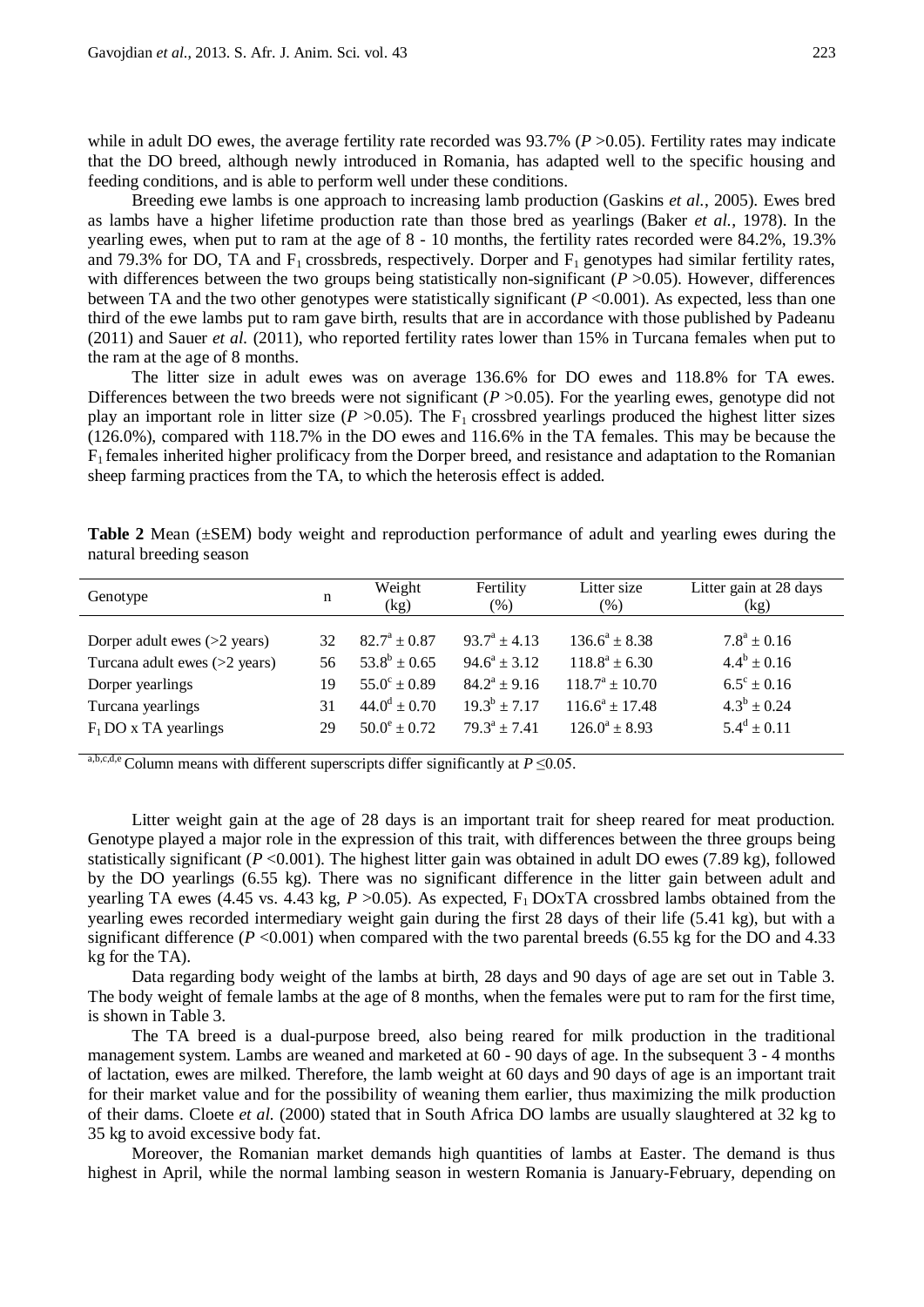while in adult DO ewes, the average fertility rate recorded was 93.7% ($P$ >0.05). Fertility rates may indicate that the DO breed, although newly introduced in Romania, has adapted well to the specific housing and feeding conditions, and is able to perform well under these conditions.

Breeding ewe lambs is one approach to increasing lamb production (Gaskins *et al.*, 2005). Ewes bred as lambs have a higher lifetime production rate than those bred as yearlings (Baker *et al.*, 1978). In the yearling ewes, when put to ram at the age of 8 - 10 months, the fertility rates recorded were 84.2%, 19.3% and 79.3% for DO, TA and $F_1$ crossbreds, respectively. Dorper and $F_1$ genotypes had similar fertility rates, with differences between the two groups being statistically non-significant ($P$ >0.05). However, differences between TA and the two other genotypes were statistically significant ($P$ <0.001). As expected, less than one third of the ewe lambs put to ram gave birth, results that are in accordance with those published by Padeanu (2011) and Sauer *et al.* (2011), who reported fertility rates lower than 15% in Turcana females when put to the ram at the age of 8 months.

The litter size in adult ewes was on average 136.6% for DO ewes and 118.8% for TA ewes. Differences between the two breeds were not significant ($P$ >0.05). For the yearling ewes, genotype did not play an important role in litter size ($P$ >0.05). The $F_1$ crossbred yearlings produced the highest litter sizes (126.0%), compared with 118.7% in the DO ewes and 116.6% in the TA females. This may be because the $F_1$ females inherited higher prolificacy from the Dorper breed, and resistance and adaptation to the Romanian sheep farming practices from the TA, to which the heterosis effect is added.

**Table 2** Mean (±SEM) body weight and reproduction performance of adult and yearling ewes during the natural breeding season

| Genotype | n | Weight (kg) | Fertility (%) | Litter size (%) | Litter gain at 28 days (kg) |
|---|---|---|---|---|---|
| Dorper adult ewes (>2 years) | 32 | $82.7^{a} \pm 0.87$ | $93.7^{a} \pm 4.13$ | $136.6^{a} \pm 8.38$ | $7.8^{a} \pm 0.16$ |
| Turcana adult ewes (>2 years) | 56 | $53.8^{b} \pm 0.65$ | $94.6^{a} \pm 3.12$ | $118.8^{a} \pm 6.30$ | $4.4^{b} \pm 0.16$ |
| Dorper yearlings | 19 | $55.0^{c} \pm 0.89$ | $84.2^{a} \pm 9.16$ | $118.7^{a} \pm 10.70$ | $6.5^{c} \pm 0.16$ |
| Turcana yearlings | 31 | $44.0^{d} \pm 0.70$ | $19.3^{b} \pm 7.17$ | $116.6^{a} \pm 17.48$ | $4.3^{b} \pm 0.24$ |
| $F_1$ DO x TA yearlings | 29 | $50.0^{e} \pm 0.72$ | $79.3^{a} \pm 7.41$ | $126.0^{a} \pm 8.93$ | $5.4^{d} \pm 0.11$ |

[a,b,c,d,e] Column means with different superscripts differ significantly at $P \leq 0.05$.

Litter weight gain at the age of 28 days is an important trait for sheep reared for meat production. Genotype played a major role in the expression of this trait, with differences between the three groups being statistically significant ($P$ <0.001). The highest litter gain was obtained in adult DO ewes (7.89 kg), followed by the DO yearlings (6.55 kg). There was no significant difference in the litter gain between adult and yearling TA ewes (4.45 vs. 4.43 kg, $P$ >0.05). As expected, $F_1$ DOxTA crossbred lambs obtained from the yearling ewes recorded intermediary weight gain during the first 28 days of their life (5.41 kg), but with a significant difference ($P$ <0.001) when compared with the two parental breeds (6.55 kg for the DO and 4.33 kg for the TA).

Data regarding body weight of the lambs at birth, 28 days and 90 days of age are set out in Table 3. The body weight of female lambs at the age of 8 months, when the females were put to ram for the first time, is shown in Table 3.

The TA breed is a dual-purpose breed, also being reared for milk production in the traditional management system. Lambs are weaned and marketed at 60 - 90 days of age. In the subsequent 3 - 4 months of lactation, ewes are milked. Therefore, the lamb weight at 60 days and 90 days of age is an important trait for their market value and for the possibility of weaning them earlier, thus maximizing the milk production of their dams. Cloete *et al.* (2000) stated that in South Africa DO lambs are usually slaughtered at 32 kg to 35 kg to avoid excessive body fat.

Moreover, the Romanian market demands high quantities of lambs at Easter. The demand is thus highest in April, while the normal lambing season in western Romania is January-February, depending on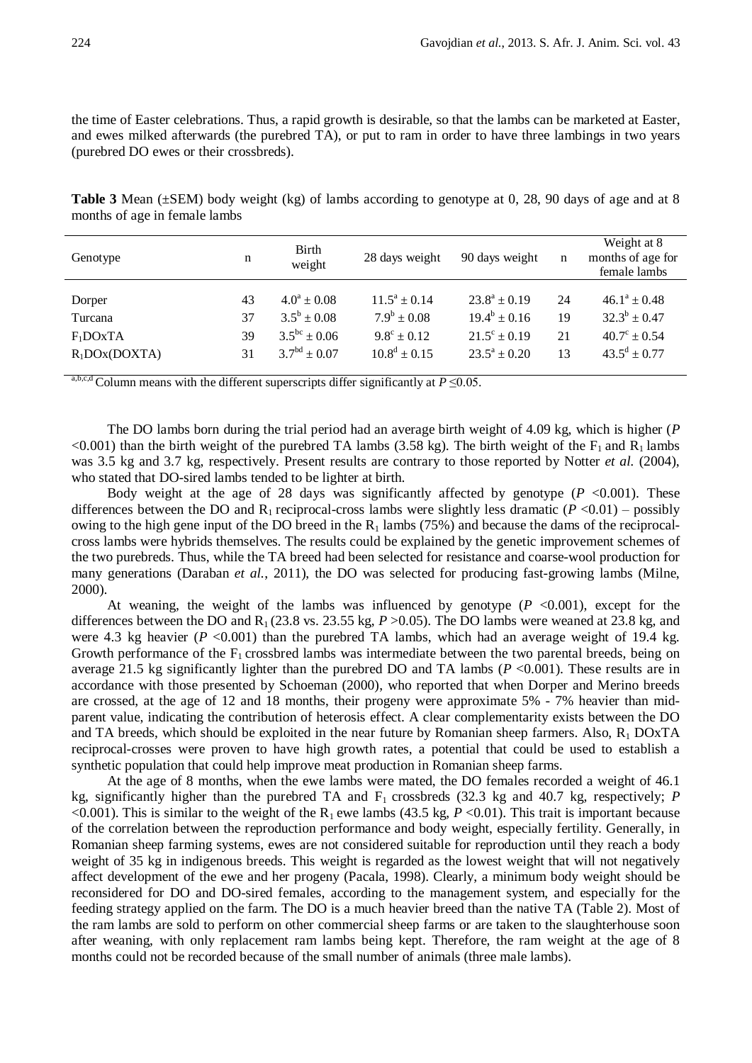the time of Easter celebrations. Thus, a rapid growth is desirable, so that the lambs can be marketed at Easter, and ewes milked afterwards (the purebred TA), or put to ram in order to have three lambings in two years (purebred DO ewes or their crossbreds).

**Table 3** Mean (±SEM) body weight (kg) of lambs according to genotype at 0, 28, 90 days of age and at 8 months of age in female lambs

| Genotype | n | Birth weight | 28 days weight | 90 days weight | n | Weight at 8 months of age for female lambs |
|---|---|---|---|---|---|---|
| Dorper | 43 | $4.0^{a} \pm 0.08$ | $11.5^{a} \pm 0.14$ | $23.8^{a} \pm 0.19$ | 24 | $46.1^{a} \pm 0.48$ |
| Turcana | 37 | $3.5^{b} \pm 0.08$ | $7.9^{b} \pm 0.08$ | $19.4^{b} \pm 0.16$ | 19 | $32.3^{b} \pm 0.47$ |
| $F_1$DOxTA | 39 | $3.5^{bc} \pm 0.06$ | $9.8^{c} \pm 0.12$ | $21.5^{c} \pm 0.19$ | 21 | $40.7^{c} \pm 0.54$ |
| $R_1$DOx(DOXTA) | 31 | $3.7^{bd} \pm 0.07$ | $10.8^{d} \pm 0.15$ | $23.5^{a} \pm 0.20$ | 13 | $43.5^{d} \pm 0.77$ |

[a,b,c,d] Column means with the different superscripts differ significantly at $P \leq 0.05$.

The DO lambs born during the trial period had an average birth weight of 4.09 kg, which is higher ($P < 0.001$) than the birth weight of the purebred TA lambs (3.58 kg). The birth weight of the $F_1$ and $R_1$ lambs was 3.5 kg and 3.7 kg, respectively. Present results are contrary to those reported by Notter *et al.* (2004), who stated that DO-sired lambs tended to be lighter at birth.

Body weight at the age of 28 days was significantly affected by genotype ($P < 0.001$). These differences between the DO and $R_1$ reciprocal-cross lambs were slightly less dramatic ($P < 0.01$) – possibly owing to the high gene input of the DO breed in the $R_1$ lambs (75%) and because the dams of the reciprocal-cross lambs were hybrids themselves. The results could be explained by the genetic improvement schemes of the two purebreds. Thus, while the TA breed had been selected for resistance and coarse-wool production for many generations (Daraban *et al.*, 2011), the DO was selected for producing fast-growing lambs (Milne, 2000).

At weaning, the weight of the lambs was influenced by genotype ($P < 0.001$), except for the differences between the DO and $R_1$ (23.8 vs. 23.55 kg, $P > 0.05$). The DO lambs were weaned at 23.8 kg, and were 4.3 kg heavier ($P < 0.001$) than the purebred TA lambs, which had an average weight of 19.4 kg. Growth performance of the $F_1$ crossbred lambs was intermediate between the two parental breeds, being on average 21.5 kg significantly lighter than the purebred DO and TA lambs ($P < 0.001$). These results are in accordance with those presented by Schoeman (2000), who reported that when Dorper and Merino breeds are crossed, at the age of 12 and 18 months, their progeny were approximate 5% - 7% heavier than mid-parent value, indicating the contribution of heterosis effect. A clear complementarity exists between the DO and TA breeds, which should be exploited in the near future by Romanian sheep farmers. Also, $R_1$ DOxTA reciprocal-crosses were proven to have high growth rates, a potential that could be used to establish a synthetic population that could help improve meat production in Romanian sheep farms.

At the age of 8 months, when the ewe lambs were mated, the DO females recorded a weight of 46.1 kg, significantly higher than the purebred TA and $F_1$ crossbreds (32.3 kg and 40.7 kg, respectively; $P < 0.001$). This is similar to the weight of the $R_1$ ewe lambs (43.5 kg, $P < 0.01$). This trait is important because of the correlation between the reproduction performance and body weight, especially fertility. Generally, in Romanian sheep farming systems, ewes are not considered suitable for reproduction until they reach a body weight of 35 kg in indigenous breeds. This weight is regarded as the lowest weight that will not negatively affect development of the ewe and her progeny (Pacala, 1998). Clearly, a minimum body weight should be reconsidered for DO and DO-sired females, according to the management system, and especially for the feeding strategy applied on the farm. The DO is a much heavier breed than the native TA (Table 2). Most of the ram lambs are sold to perform on other commercial sheep farms or are taken to the slaughterhouse soon after weaning, with only replacement ram lambs being kept. Therefore, the ram weight at the age of 8 months could not be recorded because of the small number of animals (three male lambs).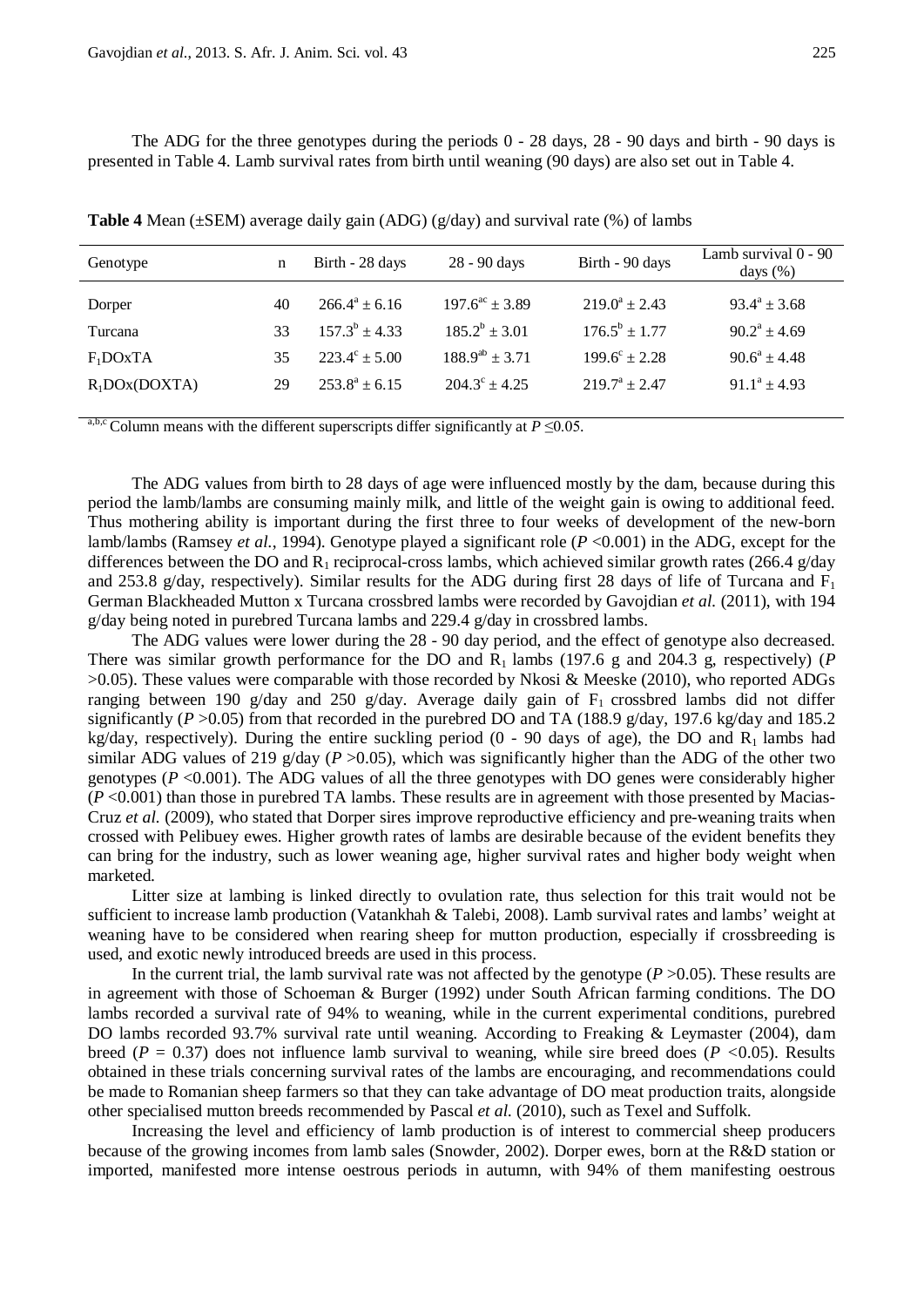The ADG for the three genotypes during the periods 0 - 28 days, 28 - 90 days and birth - 90 days is presented in Table 4. Lamb survival rates from birth until weaning (90 days) are also set out in Table 4.

**Table 4** Mean (±SEM) average daily gain (ADG) (g/day) and survival rate (%) of lambs

| Genotype | n | Birth - 28 days | 28 - 90 days | Birth - 90 days | Lamb survival 0 - 90 days (%) |
|---|---|---|---|---|---|
| Dorper | 40 | $266.4^{a} \pm 6.16$ | $197.6^{ac} \pm 3.89$ | $219.0^{a} \pm 2.43$ | $93.4^{a} \pm 3.68$ |
| Turcana | 33 | $157.3^{b} \pm 4.33$ | $185.2^{b} \pm 3.01$ | $176.5^{b} \pm 1.77$ | $90.2^{a} \pm 4.69$ |
| $F_1$DOxTA | 35 | $223.4^{c} \pm 5.00$ | $188.9^{ab} \pm 3.71$ | $199.6^{c} \pm 2.28$ | $90.6^{a} \pm 4.48$ |
| $R_1$DOx(DOXTA) | 29 | $253.8^{a} \pm 6.15$ | $204.3^{c} \pm 4.25$ | $219.7^{a} \pm 2.47$ | $91.1^{a} \pm 4.93$ |

[a,b,c] Column means with the different superscripts differ significantly at $P \leq 0.05$.

The ADG values from birth to 28 days of age were influenced mostly by the dam, because during this period the lamb/lambs are consuming mainly milk, and little of the weight gain is owing to additional feed. Thus mothering ability is important during the first three to four weeks of development of the new-born lamb/lambs (Ramsey *et al.*, 1994). Genotype played a significant role ($P$ <0.001) in the ADG, except for the differences between the DO and $R_1$ reciprocal-cross lambs, which achieved similar growth rates (266.4 g/day and 253.8 g/day, respectively). Similar results for the ADG during first 28 days of life of Turcana and $F_1$ German Blackheaded Mutton x Turcana crossbred lambs were recorded by Gavojdian *et al.* (2011), with 194 g/day being noted in purebred Turcana lambs and 229.4 g/day in crossbred lambs.

The ADG values were lower during the 28 - 90 day period, and the effect of genotype also decreased. There was similar growth performance for the DO and $R_1$ lambs (197.6 g and 204.3 g, respectively) ($P$ >0.05). These values were comparable with those recorded by Nkosi & Meeske (2010), who reported ADGs ranging between 190 g/day and 250 g/day. Average daily gain of $F_1$ crossbred lambs did not differ significantly ($P$ >0.05) from that recorded in the purebred DO and TA (188.9 g/day, 197.6 kg/day and 185.2 kg/day, respectively). During the entire suckling period (0 - 90 days of age), the DO and $R_1$ lambs had similar ADG values of 219 g/day ($P$ >0.05), which was significantly higher than the ADG of the other two genotypes ($P$ <0.001). The ADG values of all the three genotypes with DO genes were considerably higher ($P$ <0.001) than those in purebred TA lambs. These results are in agreement with those presented by Macias-Cruz *et al.* (2009), who stated that Dorper sires improve reproductive efficiency and pre-weaning traits when crossed with Pelibuey ewes. Higher growth rates of lambs are desirable because of the evident benefits they can bring for the industry, such as lower weaning age, higher survival rates and higher body weight when marketed.

Litter size at lambing is linked directly to ovulation rate, thus selection for this trait would not be sufficient to increase lamb production (Vatankhah & Talebi, 2008). Lamb survival rates and lambs' weight at weaning have to be considered when rearing sheep for mutton production, especially if crossbreeding is used, and exotic newly introduced breeds are used in this process.

In the current trial, the lamb survival rate was not affected by the genotype ($P$ >0.05). These results are in agreement with those of Schoeman & Burger (1992) under South African farming conditions. The DO lambs recorded a survival rate of 94% to weaning, while in the current experimental conditions, purebred DO lambs recorded 93.7% survival rate until weaning. According to Freaking & Leymaster (2004), dam breed ($P$ = 0.37) does not influence lamb survival to weaning, while sire breed does ($P$ <0.05). Results obtained in these trials concerning survival rates of the lambs are encouraging, and recommendations could be made to Romanian sheep farmers so that they can take advantage of DO meat production traits, alongside other specialised mutton breeds recommended by Pascal *et al.* (2010), such as Texel and Suffolk.

Increasing the level and efficiency of lamb production is of interest to commercial sheep producers because of the growing incomes from lamb sales (Snowder, 2002). Dorper ewes, born at the R&D station or imported, manifested more intense oestrous periods in autumn, with 94% of them manifesting oestrous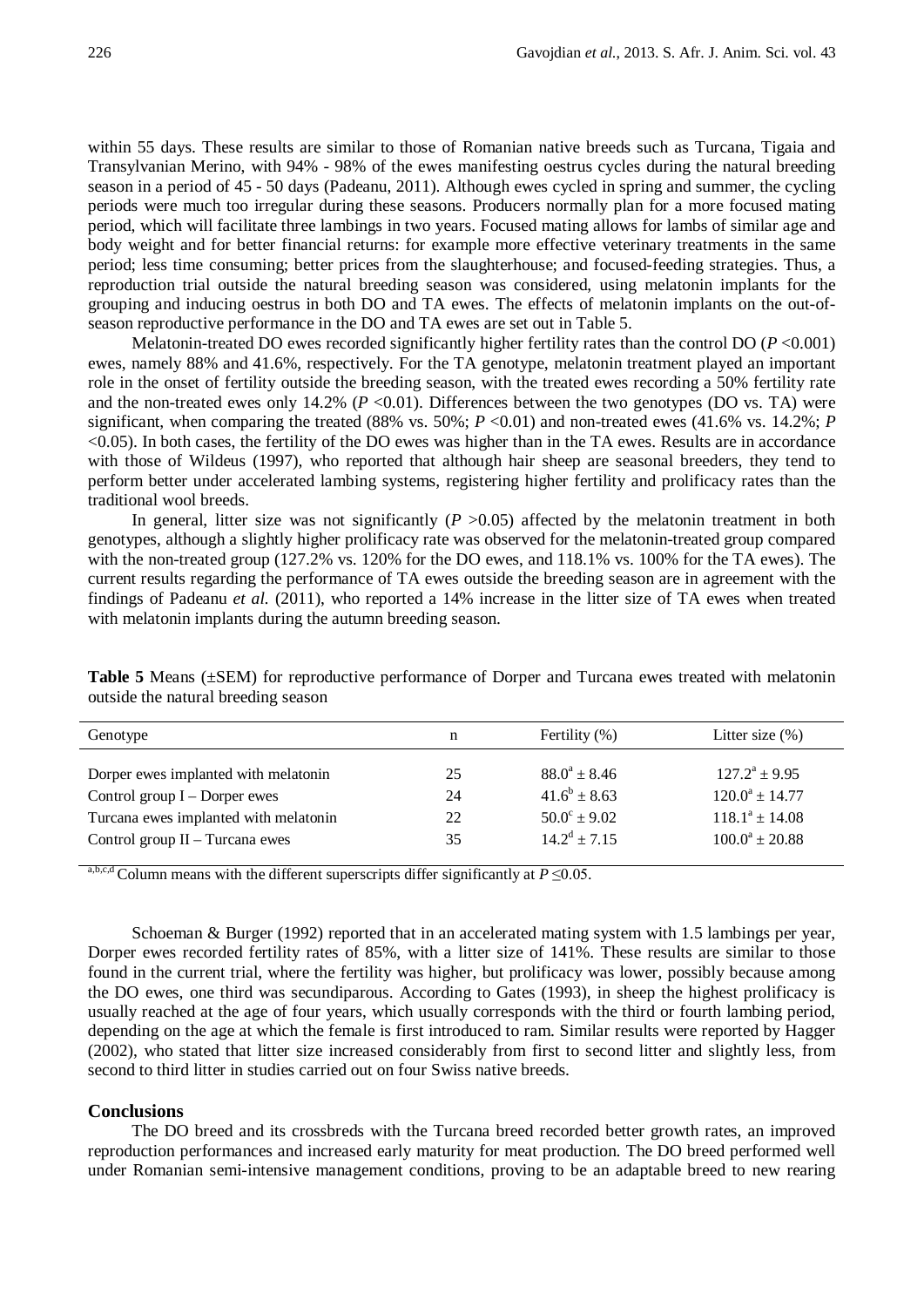within 55 days. These results are similar to those of Romanian native breeds such as Turcana, Tigaia and Transylvanian Merino, with 94% - 98% of the ewes manifesting oestrus cycles during the natural breeding season in a period of 45 - 50 days (Padeanu, 2011). Although ewes cycled in spring and summer, the cycling periods were much too irregular during these seasons. Producers normally plan for a more focused mating period, which will facilitate three lambings in two years. Focused mating allows for lambs of similar age and body weight and for better financial returns: for example more effective veterinary treatments in the same period; less time consuming; better prices from the slaughterhouse; and focused-feeding strategies. Thus, a reproduction trial outside the natural breeding season was considered, using melatonin implants for the grouping and inducing oestrus in both DO and TA ewes. The effects of melatonin implants on the out-of-season reproductive performance in the DO and TA ewes are set out in Table 5.

Melatonin-treated DO ewes recorded significantly higher fertility rates than the control DO ($P$ <0.001) ewes, namely 88% and 41.6%, respectively. For the TA genotype, melatonin treatment played an important role in the onset of fertility outside the breeding season, with the treated ewes recording a 50% fertility rate and the non-treated ewes only 14.2% ($P$ <0.01). Differences between the two genotypes (DO vs. TA) were significant, when comparing the treated (88% vs. 50%; $P$ <0.01) and non-treated ewes (41.6% vs. 14.2%; $P$ <0.05). In both cases, the fertility of the DO ewes was higher than in the TA ewes. Results are in accordance with those of Wildeus (1997), who reported that although hair sheep are seasonal breeders, they tend to perform better under accelerated lambing systems, registering higher fertility and prolificacy rates than the traditional wool breeds.

In general, litter size was not significantly ($P$ >0.05) affected by the melatonin treatment in both genotypes, although a slightly higher prolificacy rate was observed for the melatonin-treated group compared with the non-treated group (127.2% vs. 120% for the DO ewes, and 118.1% vs. 100% for the TA ewes). The current results regarding the performance of TA ewes outside the breeding season are in agreement with the findings of Padeanu *et al.* (2011), who reported a 14% increase in the litter size of TA ewes when treated with melatonin implants during the autumn breeding season.

**Table 5** Means (±SEM) for reproductive performance of Dorper and Turcana ewes treated with melatonin outside the natural breeding season

| Genotype | n | Fertility (%) | Litter size (%) |
|---|---|---|---|
| Dorper ewes implanted with melatonin | 25 | $88.0^{a} \pm 8.46$ | $127.2^{a} \pm 9.95$ |
| Control group I – Dorper ewes | 24 | $41.6^{b} \pm 8.63$ | $120.0^{a} \pm 14.77$ |
| Turcana ewes implanted with melatonin | 22 | $50.0^{c} \pm 9.02$ | $118.1^{a} \pm 14.08$ |
| Control group II – Turcana ewes | 35 | $14.2^{d} \pm 7.15$ | $100.0^{a} \pm 20.88$ |

[a,b,c,d] Column means with the different superscripts differ significantly at $P \leq 0.05$.

Schoeman & Burger (1992) reported that in an accelerated mating system with 1.5 lambings per year, Dorper ewes recorded fertility rates of 85%, with a litter size of 141%. These results are similar to those found in the current trial, where the fertility was higher, but prolificacy was lower, possibly because among the DO ewes, one third was secundiparous. According to Gates (1993), in sheep the highest prolificacy is usually reached at the age of four years, which usually corresponds with the third or fourth lambing period, depending on the age at which the female is first introduced to ram. Similar results were reported by Hagger (2002), who stated that litter size increased considerably from first to second litter and slightly less, from second to third litter in studies carried out on four Swiss native breeds.

## Conclusions

The DO breed and its crossbreds with the Turcana breed recorded better growth rates, an improved reproduction performances and increased early maturity for meat production. The DO breed performed well under Romanian semi-intensive management conditions, proving to be an adaptable breed to new rearing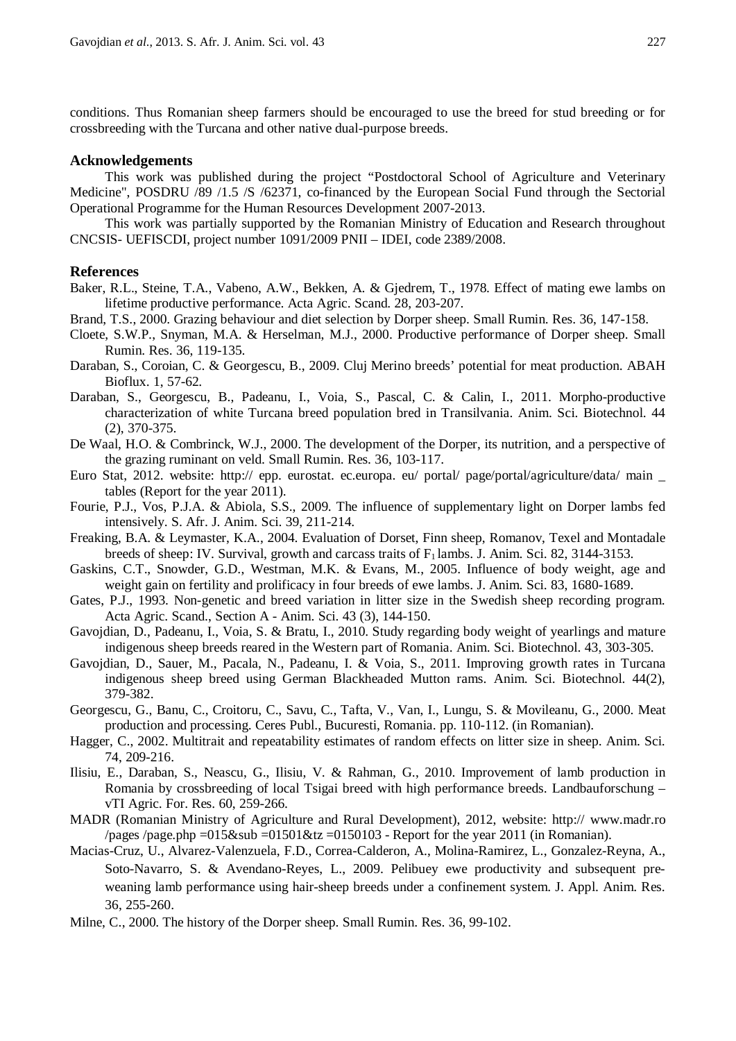conditions. Thus Romanian sheep farmers should be encouraged to use the breed for stud breeding or for crossbreeding with the Turcana and other native dual-purpose breeds.

## Acknowledgements

This work was published during the project "Postdoctoral School of Agriculture and Veterinary Medicine", POSDRU /89 /1.5 /S /62371, co-financed by the European Social Fund through the Sectorial Operational Programme for the Human Resources Development 2007-2013.

This work was partially supported by the Romanian Ministry of Education and Research throughout CNCSIS- UEFISCDI, project number 1091/2009 PNII – IDEI, code 2389/2008.

## References

Baker, R.L., Steine, T.A., Vabeno, A.W., Bekken, A. & Gjedrem, T., 1978. Effect of mating ewe lambs on lifetime productive performance. Acta Agric. Scand. 28, 203-207.

Brand, T.S., 2000. Grazing behaviour and diet selection by Dorper sheep. Small Rumin. Res. 36, 147-158.

Cloete, S.W.P., Snyman, M.A. & Herselman, M.J., 2000. Productive performance of Dorper sheep. Small Rumin. Res. 36, 119-135.

Daraban, S., Coroian, C. & Georgescu, B., 2009. Cluj Merino breeds' potential for meat production. ABAH Bioflux. 1, 57-62.

Daraban, S., Georgescu, B., Padeanu, I., Voia, S., Pascal, C. & Calin, I., 2011. Morpho-productive characterization of white Turcana breed population bred in Transilvania. Anim. Sci. Biotechnol. 44 (2), 370-375.

De Waal, H.O. & Combrinck, W.J., 2000. The development of the Dorper, its nutrition, and a perspective of the grazing ruminant on veld. Small Rumin. Res. 36, 103-117.

Euro Stat, 2012. website: http:// epp. eurostat. ec.europa. eu/ portal/ page/portal/agriculture/data/ main _ tables (Report for the year 2011).

Fourie, P.J., Vos, P.J.A. & Abiola, S.S., 2009. The influence of supplementary light on Dorper lambs fed intensively. S. Afr. J. Anim. Sci. 39, 211-214.

Freaking, B.A. & Leymaster, K.A., 2004. Evaluation of Dorset, Finn sheep, Romanov, Texel and Montadale breeds of sheep: IV. Survival, growth and carcass traits of $F_1$ lambs. J. Anim. Sci. 82, 3144-3153.

Gaskins, C.T., Snowder, G.D., Westman, M.K. & Evans, M., 2005. Influence of body weight, age and weight gain on fertility and prolificacy in four breeds of ewe lambs. J. Anim. Sci. 83, 1680-1689.

Gates, P.J., 1993. Non-genetic and breed variation in litter size in the Swedish sheep recording program. Acta Agric. Scand., Section A - Anim. Sci. 43 (3), 144-150.

Gavojdian, D., Padeanu, I., Voia, S. & Bratu, I., 2010. Study regarding body weight of yearlings and mature indigenous sheep breeds reared in the Western part of Romania. Anim. Sci. Biotechnol. 43, 303-305.

Gavojdian, D., Sauer, M., Pacala, N., Padeanu, I. & Voia, S., 2011. Improving growth rates in Turcana indigenous sheep breed using German Blackheaded Mutton rams. Anim. Sci. Biotechnol. 44(2), 379-382.

Georgescu, G., Banu, C., Croitoru, C., Savu, C., Tafta, V., Van, I., Lungu, S. & Movileanu, G., 2000. Meat production and processing. Ceres Publ., Bucuresti, Romania. pp. 110-112. (in Romanian).

Hagger, C., 2002. Multitrait and repeatability estimates of random effects on litter size in sheep. Anim. Sci. 74, 209-216.

Ilisiu, E., Daraban, S., Neascu, G., Ilisiu, V. & Rahman, G., 2010. Improvement of lamb production in Romania by crossbreeding of local Tsigai breed with high performance breeds. Landbauforschung – vTI Agric. For. Res. 60, 259-266.

MADR (Romanian Ministry of Agriculture and Rural Development), 2012, website: http:// www.madr.ro /pages /page.php =015&sub =01501&tz =0150103 - Report for the year 2011 (in Romanian).

Macias-Cruz, U., Alvarez-Valenzuela, F.D., Correa-Calderon, A., Molina-Ramirez, L., Gonzalez-Reyna, A., Soto-Navarro, S. & Avendano-Reyes, L., 2009. Pelibuey ewe productivity and subsequent pre-weaning lamb performance using hair-sheep breeds under a confinement system. J. Appl. Anim. Res. 36, 255-260.

Milne, C., 2000. The history of the Dorper sheep. Small Rumin. Res. 36, 99-102.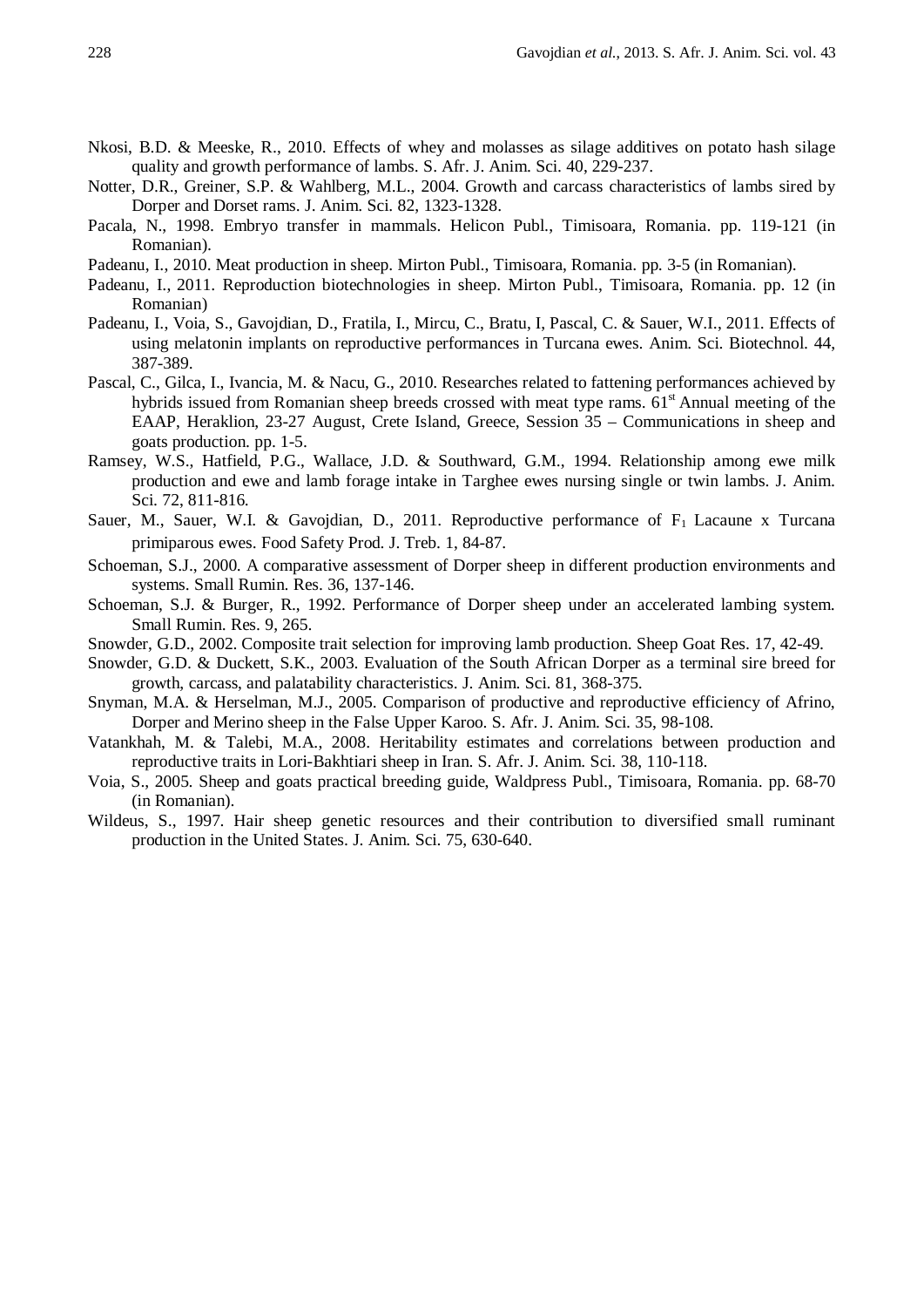Nkosi, B.D. & Meeske, R., 2010. Effects of whey and molasses as silage additives on potato hash silage quality and growth performance of lambs. S. Afr. J. Anim. Sci. 40, 229-237.

Notter, D.R., Greiner, S.P. & Wahlberg, M.L., 2004. Growth and carcass characteristics of lambs sired by Dorper and Dorset rams. J. Anim. Sci. 82, 1323-1328.

Pacala, N., 1998. Embryo transfer in mammals. Helicon Publ., Timisoara, Romania. pp. 119-121 (in Romanian).

Padeanu, I., 2010. Meat production in sheep. Mirton Publ., Timisoara, Romania. pp. 3-5 (in Romanian).

Padeanu, I., 2011. Reproduction biotechnologies in sheep. Mirton Publ., Timisoara, Romania. pp. 12 (in Romanian)

Padeanu, I., Voia, S., Gavojdian, D., Fratila, I., Mircu, C., Bratu, I, Pascal, C. & Sauer, W.I., 2011. Effects of using melatonin implants on reproductive performances in Turcana ewes. Anim. Sci. Biotechnol. 44, 387-389.

Pascal, C., Gilca, I., Ivancia, M. & Nacu, G., 2010. Researches related to fattening performances achieved by hybrids issued from Romanian sheep breeds crossed with meat type rams. 61st Annual meeting of the EAAP, Heraklion, 23-27 August, Crete Island, Greece, Session 35 – Communications in sheep and goats production. pp. 1-5.

Ramsey, W.S., Hatfield, P.G., Wallace, J.D. & Southward, G.M., 1994. Relationship among ewe milk production and ewe and lamb forage intake in Targhee ewes nursing single or twin lambs. J. Anim. Sci. 72, 811-816.

Sauer, M., Sauer, W.I. & Gavojdian, D., 2011. Reproductive performance of $F_1$ Lacaune x Turcana primiparous ewes. Food Safety Prod. J. Treb. 1, 84-87.

Schoeman, S.J., 2000. A comparative assessment of Dorper sheep in different production environments and systems. Small Rumin. Res. 36, 137-146.

Schoeman, S.J. & Burger, R., 1992. Performance of Dorper sheep under an accelerated lambing system. Small Rumin. Res. 9, 265.

Snowder, G.D., 2002. Composite trait selection for improving lamb production. Sheep Goat Res. 17, 42-49.

Snowder, G.D. & Duckett, S.K., 2003. Evaluation of the South African Dorper as a terminal sire breed for growth, carcass, and palatability characteristics. J. Anim. Sci. 81, 368-375.

Snyman, M.A. & Herselman, M.J., 2005. Comparison of productive and reproductive efficiency of Afrino, Dorper and Merino sheep in the False Upper Karoo. S. Afr. J. Anim. Sci. 35, 98-108.

Vatankhah, M. & Talebi, M.A., 2008. Heritability estimates and correlations between production and reproductive traits in Lori-Bakhtiari sheep in Iran. S. Afr. J. Anim. Sci. 38, 110-118.

Voia, S., 2005. Sheep and goats practical breeding guide, Waldpress Publ., Timisoara, Romania. pp. 68-70 (in Romanian).

Wildeus, S., 1997. Hair sheep genetic resources and their contribution to diversified small ruminant production in the United States. J. Anim. Sci. 75, 630-640.